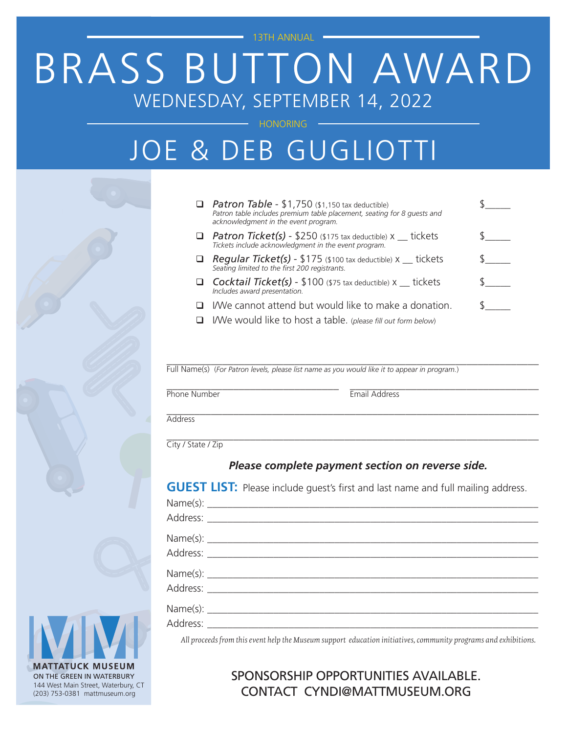13TH ANNUAL

# BRASS BUTTON AWARD

## WEDNESDAY, SEPTEMBER 14, 2022

HONORING

# JOE & DEB GUGLIOTTI

- ❑ ***Patron Table*** - $1,750 ($1,150 tax deductible) $_____
  *Patron table includes premium table placement, seating for 8 guests and acknowledgment in the event program.*
- ❑ ***Patron Ticket(s)*** - $250 ($175 tax deductible) x __ tickets $_____
  *Tickets include acknowledgment in the event program.*
- ❑ ***Regular Ticket(s)*** - $175 ($100 tax deductible) x __ tickets $_____
  *Seating limited to the first 200 registrants.*
- ❑ ***Cocktail Ticket(s)*** - $100 ($75 tax deductible) x __ tickets $_____
  *Includes award presentation.*
- ❑ I/We cannot attend but would like to make a donation. $_____
- ❑ I/We would like to host a table. (*please fill out form below*)

______________________________________________________________________
Full Name(s) (*For Patron levels, please list name as you would like it to appear in program.*)

______________________________ ______________________________
Phone Number Email Address

______________________________________________________________________
Address

______________________________________________________________________
City / State / Zip

***Please complete payment section on reverse side.***

**GUEST LIST:** Please include guest's first and last name and full mailing address.

Name(s): ____________________________________________________________
Address: ____________________________________________________________

Name(s): ____________________________________________________________
Address: ____________________________________________________________

Name(s): ____________________________________________________________
Address: ____________________________________________________________

Name(s): ____________________________________________________________
Address: ____________________________________________________________

*All proceeds from this event help the Museum support education initiatives, community programs and exhibitions.*

SPONSORSHIP OPPORTUNITIES AVAILABLE.
CONTACT CYNDI@MATTMUSEUM.ORG

**MATTATUCK MUSEUM**
ON THE GREEN IN WATERBURY
144 West Main Street, Waterbury, CT
(203) 753-0381 mattmuseum.org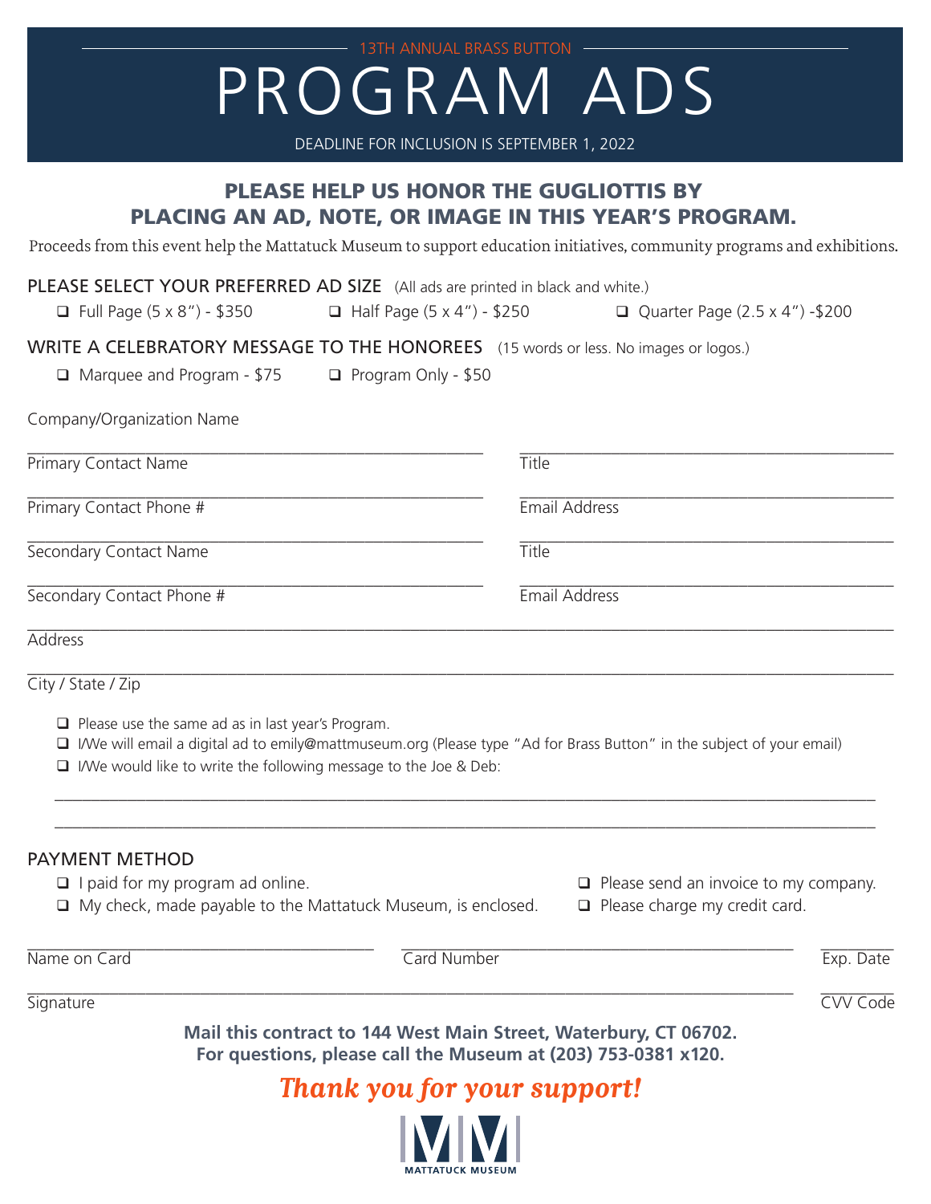13TH ANNUAL BRASS BUTTON

# PROGRAM ADS

DEADLINE FOR INCLUSION IS SEPTEMBER 1, 2022

## PLEASE HELP US HONOR THE GUGLIOTTIS BY PLACING AN AD, NOTE, OR IMAGE IN THIS YEAR'S PROGRAM.

Proceeds from this event help the Mattatuck Museum to support education initiatives, community programs and exhibitions.

### PLEASE SELECT YOUR PREFERRED AD SIZE (All ads are printed in black and white.)

- ❑ Full Page (5 x 8") - $350
- ❑ Half Page (5 x 4") - $250
- ❑ Quarter Page (2.5 x 4") -$200

### WRITE A CELEBRATORY MESSAGE TO THE HONOREES (15 words or less. No images or logos.)

- ❑ Marquee and Program - $75
- ❑ Program Only - $50

Company/Organization Name

______________________________ ______________________________

Primary Contact Name  Title

______________________________ ______________________________

Primary Contact Phone #  Email Address

______________________________ ______________________________

Secondary Contact Name  Title

______________________________ ______________________________

Secondary Contact Phone #  Email Address

____________________________________________________________

Address

____________________________________________________________

City / State / Zip

- ❑ Please use the same ad as in last year's Program.
- ❑ I/We will email a digital ad to emily@mattmuseum.org (Please type "Ad for Brass Button" in the subject of your email)
- ❑ I/We would like to write the following message to the Joe & Deb:

____________________________________________________________

____________________________________________________________

### PAYMENT METHOD

- ❑ I paid for my program ad online.
- ❑ My check, made payable to the Mattatuck Museum, is enclosed.
- ❑ Please send an invoice to my company.
- ❑ Please charge my credit card.

______________________ ______________________ ________

Name on Card  Card Number  Exp. Date

____________________________________________ ________

Signature  CVV Code

**Mail this contract to 144 West Main Street, Waterbury, CT 06702.**
**For questions, please call the Museum at (203) 753-0381 x120.**

*Thank you for your support!*

MATTATUCK MUSEUM